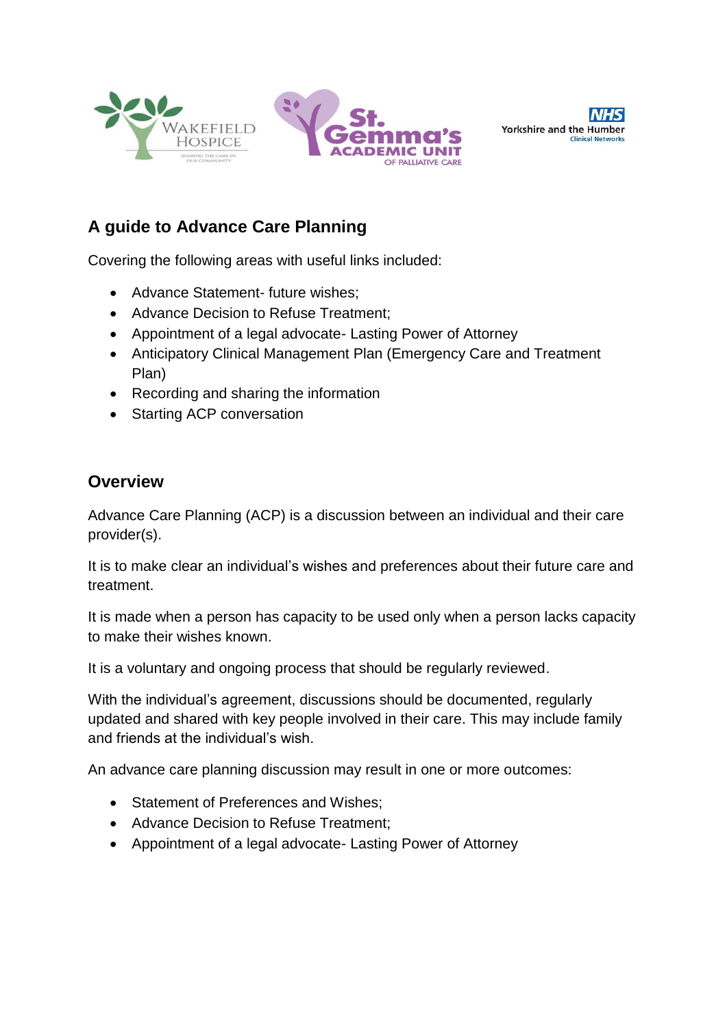# A guide to Advance Care Planning

Covering the following areas with useful links included:

- Advance Statement- future wishes;
- Advance Decision to Refuse Treatment;
- Appointment of a legal advocate- Lasting Power of Attorney
- Anticipatory Clinical Management Plan (Emergency Care and Treatment Plan)
- Recording and sharing the information
- Starting ACP conversation

## Overview

Advance Care Planning (ACP) is a discussion between an individual and their care provider(s).

It is to make clear an individual's wishes and preferences about their future care and treatment.

It is made when a person has capacity to be used only when a person lacks capacity to make their wishes known.

It is a voluntary and ongoing process that should be regularly reviewed.

With the individual's agreement, discussions should be documented, regularly updated and shared with key people involved in their care. This may include family and friends at the individual's wish.

An advance care planning discussion may result in one or more outcomes:

- Statement of Preferences and Wishes;
- Advance Decision to Refuse Treatment;
- Appointment of a legal advocate- Lasting Power of Attorney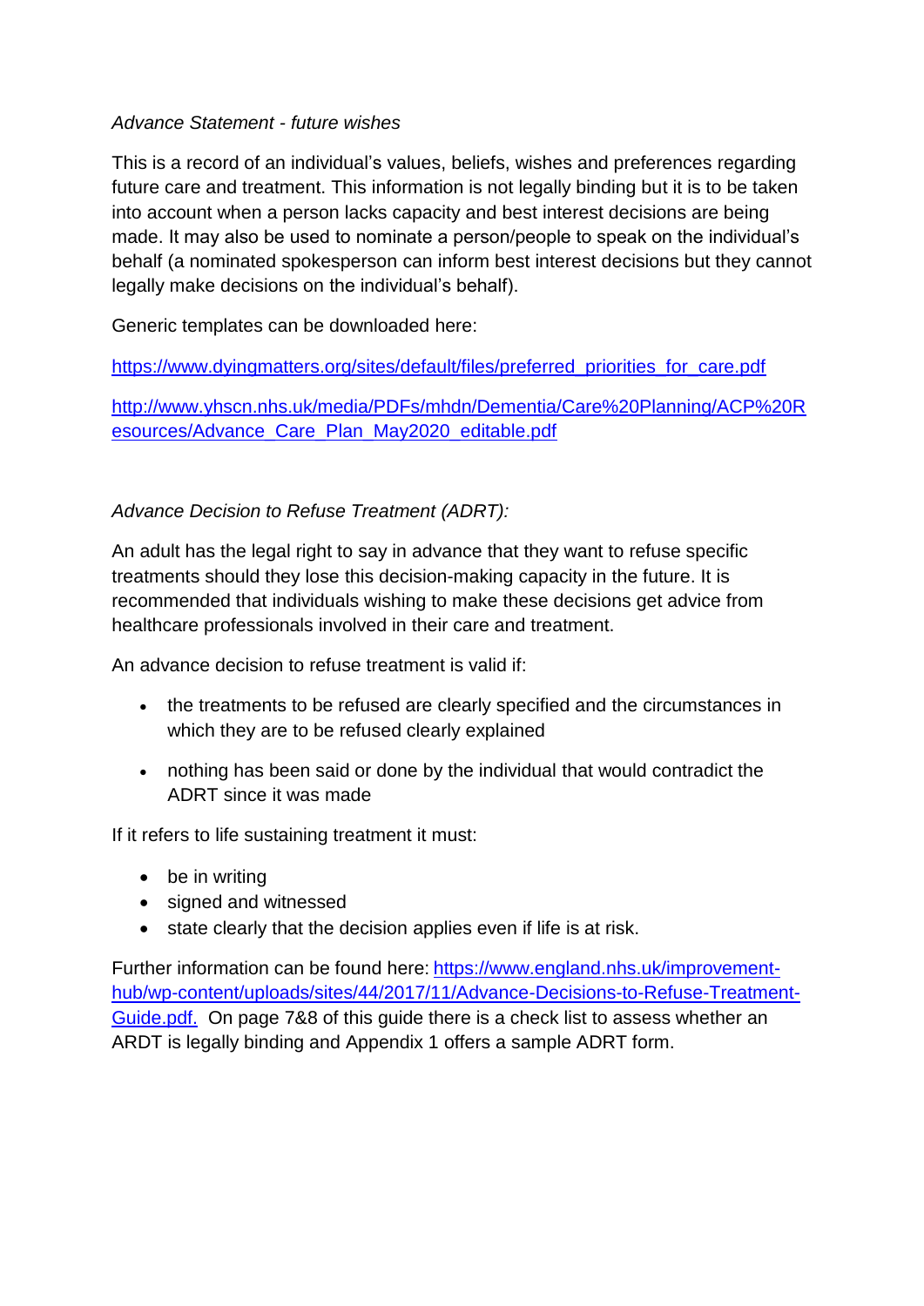*Advance Statement - future wishes*

This is a record of an individual's values, beliefs, wishes and preferences regarding future care and treatment. This information is not legally binding but it is to be taken into account when a person lacks capacity and best interest decisions are being made. It may also be used to nominate a person/people to speak on the individual's behalf (a nominated spokesperson can inform best interest decisions but they cannot legally make decisions on the individual's behalf).

Generic templates can be downloaded here:

https://www.dyingmatters.org/sites/default/files/preferred_priorities_for_care.pdf

http://www.yhscn.nhs.uk/media/PDFs/mhdn/Dementia/Care%20Planning/ACP%20Resources/Advance_Care_Plan_May2020_editable.pdf

*Advance Decision to Refuse Treatment (ADRT):*

An adult has the legal right to say in advance that they want to refuse specific treatments should they lose this decision-making capacity in the future. It is recommended that individuals wishing to make these decisions get advice from healthcare professionals involved in their care and treatment.

An advance decision to refuse treatment is valid if:

- the treatments to be refused are clearly specified and the circumstances in which they are to be refused clearly explained
- nothing has been said or done by the individual that would contradict the ADRT since it was made

If it refers to life sustaining treatment it must:

- be in writing
- signed and witnessed
- state clearly that the decision applies even if life is at risk.

Further information can be found here: https://www.england.nhs.uk/improvement-hub/wp-content/uploads/sites/44/2017/11/Advance-Decisions-to-Refuse-Treatment-Guide.pdf. On page 7&8 of this guide there is a check list to assess whether an ARDT is legally binding and Appendix 1 offers a sample ADRT form.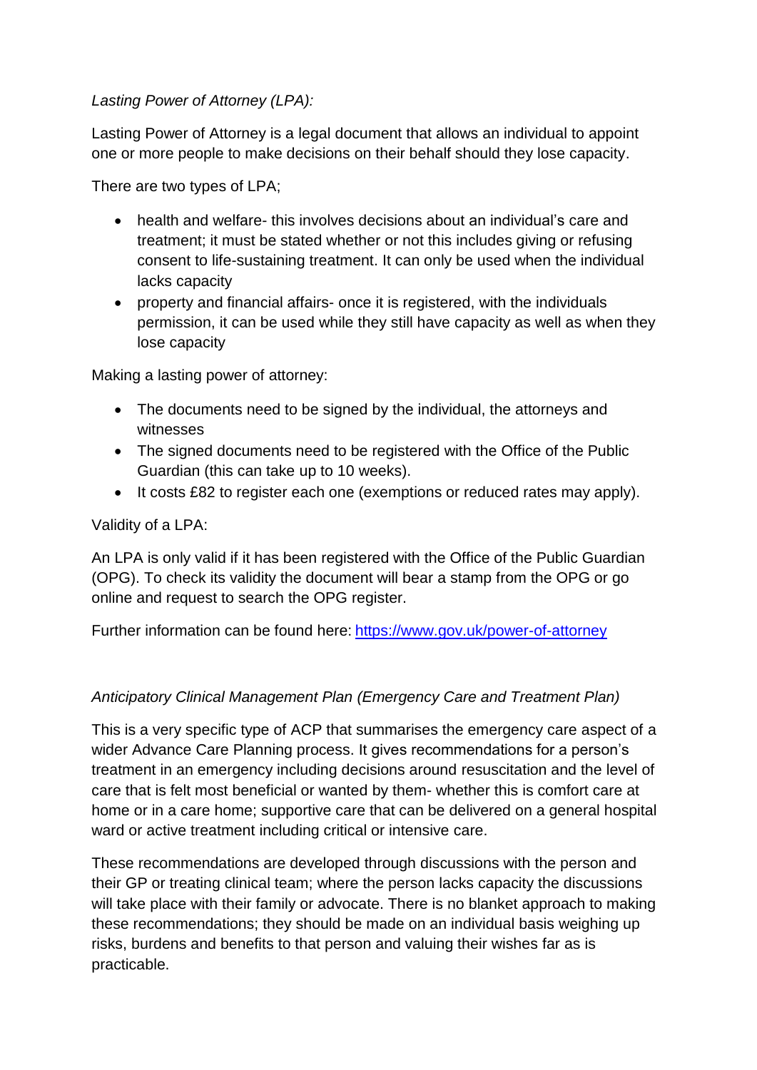*Lasting Power of Attorney (LPA):*

Lasting Power of Attorney is a legal document that allows an individual to appoint one or more people to make decisions on their behalf should they lose capacity.

There are two types of LPA;

- health and welfare- this involves decisions about an individual's care and treatment; it must be stated whether or not this includes giving or refusing consent to life-sustaining treatment. It can only be used when the individual lacks capacity
- property and financial affairs- once it is registered, with the individuals permission, it can be used while they still have capacity as well as when they lose capacity

Making a lasting power of attorney:

- The documents need to be signed by the individual, the attorneys and witnesses
- The signed documents need to be registered with the Office of the Public Guardian (this can take up to 10 weeks).
- It costs £82 to register each one (exemptions or reduced rates may apply).

Validity of a LPA:

An LPA is only valid if it has been registered with the Office of the Public Guardian (OPG). To check its validity the document will bear a stamp from the OPG or go online and request to search the OPG register.

Further information can be found here: [https://www.gov.uk/power-of-attorney](https://www.gov.uk/power-of-attorney)

*Anticipatory Clinical Management Plan (Emergency Care and Treatment Plan)*

This is a very specific type of ACP that summarises the emergency care aspect of a wider Advance Care Planning process. It gives recommendations for a person's treatment in an emergency including decisions around resuscitation and the level of care that is felt most beneficial or wanted by them- whether this is comfort care at home or in a care home; supportive care that can be delivered on a general hospital ward or active treatment including critical or intensive care.

These recommendations are developed through discussions with the person and their GP or treating clinical team; where the person lacks capacity the discussions will take place with their family or advocate. There is no blanket approach to making these recommendations; they should be made on an individual basis weighing up risks, burdens and benefits to that person and valuing their wishes far as is practicable.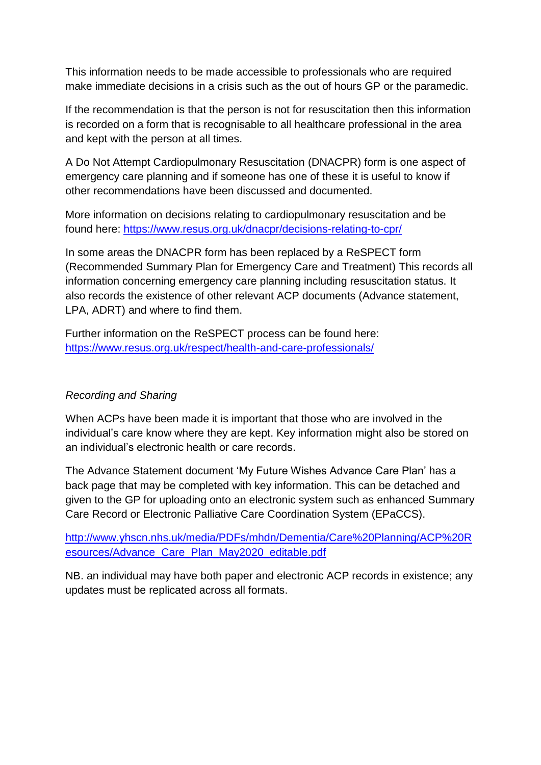This information needs to be made accessible to professionals who are required make immediate decisions in a crisis such as the out of hours GP or the paramedic.

If the recommendation is that the person is not for resuscitation then this information is recorded on a form that is recognisable to all healthcare professional in the area and kept with the person at all times.

A Do Not Attempt Cardiopulmonary Resuscitation (DNACPR) form is one aspect of emergency care planning and if someone has one of these it is useful to know if other recommendations have been discussed and documented.

More information on decisions relating to cardiopulmonary resuscitation and be found here: https://www.resus.org.uk/dnacpr/decisions-relating-to-cpr/

In some areas the DNACPR form has been replaced by a ReSPECT form (Recommended Summary Plan for Emergency Care and Treatment) This records all information concerning emergency care planning including resuscitation status. It also records the existence of other relevant ACP documents (Advance statement, LPA, ADRT) and where to find them.

Further information on the ReSPECT process can be found here: https://www.resus.org.uk/respect/health-and-care-professionals/

*Recording and Sharing*

When ACPs have been made it is important that those who are involved in the individual's care know where they are kept. Key information might also be stored on an individual's electronic health or care records.

The Advance Statement document 'My Future Wishes Advance Care Plan' has a back page that may be completed with key information. This can be detached and given to the GP for uploading onto an electronic system such as enhanced Summary Care Record or Electronic Palliative Care Coordination System (EPaCCS).

http://www.yhscn.nhs.uk/media/PDFs/mhdn/Dementia/Care%20Planning/ACP%20Resources/Advance_Care_Plan_May2020_editable.pdf

NB. an individual may have both paper and electronic ACP records in existence; any updates must be replicated across all formats.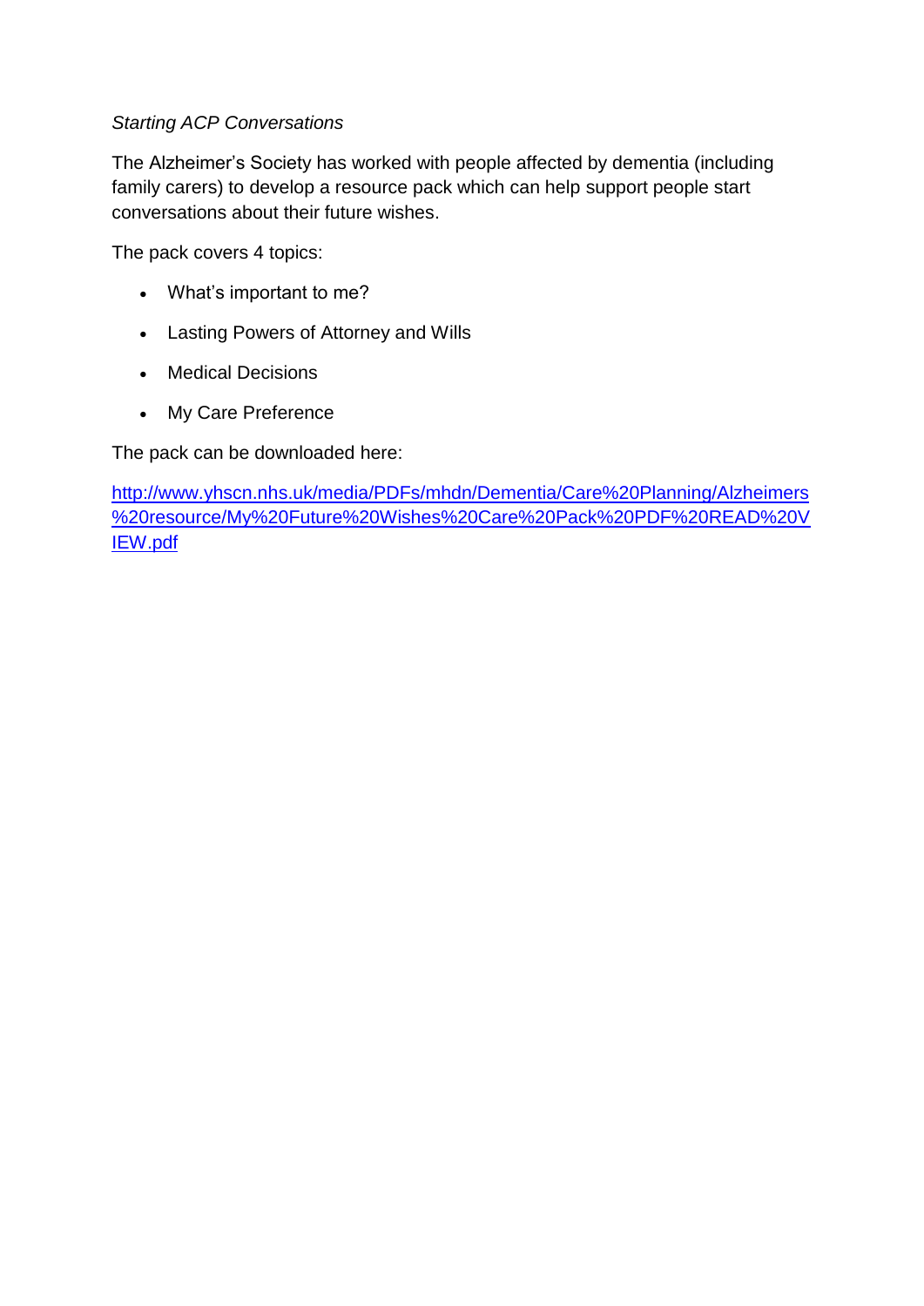*Starting ACP Conversations*

The Alzheimer's Society has worked with people affected by dementia (including family carers) to develop a resource pack which can help support people start conversations about their future wishes.

The pack covers 4 topics:

- What's important to me?
- Lasting Powers of Attorney and Wills
- Medical Decisions
- My Care Preference

The pack can be downloaded here:

http://www.yhscn.nhs.uk/media/PDFs/mhdn/Dementia/Care%20Planning/Alzheimers%20resource/My%20Future%20Wishes%20Care%20Pack%20PDF%20READ%20VIEW.pdf